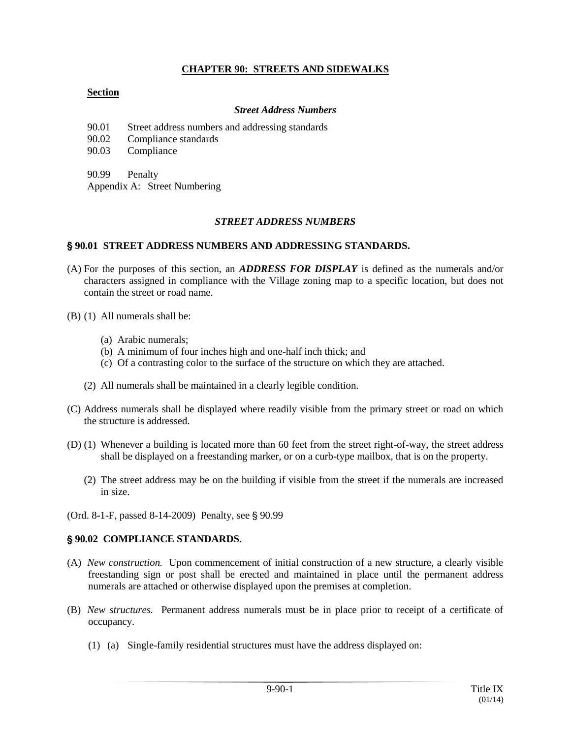# CHAPTER 90: STREETS AND SIDEWALKS

**Section**

*Street Address Numbers*

90.01 Street address numbers and addressing standards
90.02 Compliance standards
90.03 Compliance

90.99 Penalty
Appendix A: Street Numbering

## *STREET ADDRESS NUMBERS*

### § 90.01 STREET ADDRESS NUMBERS AND ADDRESSING STANDARDS.

(A) For the purposes of this section, an ***ADDRESS FOR DISPLAY*** is defined as the numerals and/or characters assigned in compliance with the Village zoning map to a specific location, but does not contain the street or road name.

(B) (1) All numerals shall be:

(a) Arabic numerals;
(b) A minimum of four inches high and one-half inch thick; and
(c) Of a contrasting color to the surface of the structure on which they are attached.

(2) All numerals shall be maintained in a clearly legible condition.

(C) Address numerals shall be displayed where readily visible from the primary street or road on which the structure is addressed.

(D) (1) Whenever a building is located more than 60 feet from the street right-of-way, the street address shall be displayed on a freestanding marker, or on a curb-type mailbox, that is on the property.

(2) The street address may be on the building if visible from the street if the numerals are increased in size.

(Ord. 8-1-F, passed 8-14-2009) Penalty, see § 90.99

### § 90.02 COMPLIANCE STANDARDS.

(A) *New construction.* Upon commencement of initial construction of a new structure, a clearly visible freestanding sign or post shall be erected and maintained in place until the permanent address numerals are attached or otherwise displayed upon the premises at completion.

(B) *New structures.* Permanent address numerals must be in place prior to receipt of a certificate of occupancy.

(1) (a) Single-family residential structures must have the address displayed on: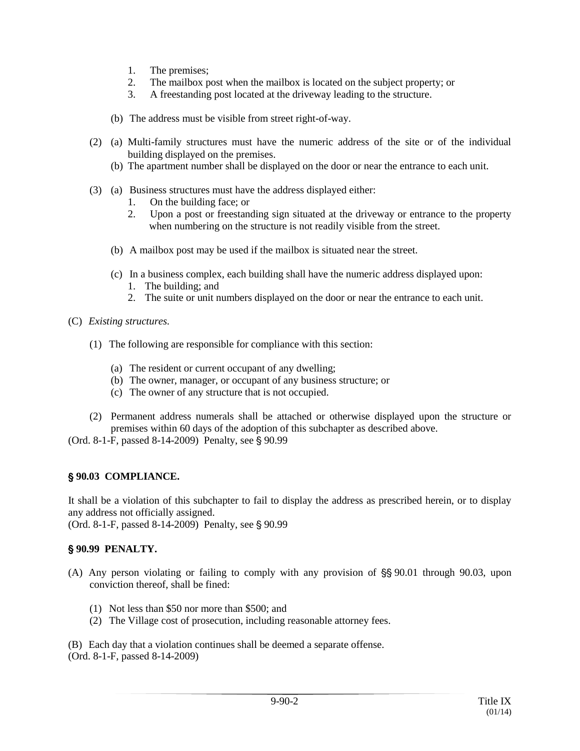1. The premises;
2. The mailbox post when the mailbox is located on the subject property; or
3. A freestanding post located at the driveway leading to the structure.

(b) The address must be visible from street right-of-way.

(2) (a) Multi-family structures must have the numeric address of the site or of the individual building displayed on the premises.

(b) The apartment number shall be displayed on the door or near the entrance to each unit.

(3) (a) Business structures must have the address displayed either:

1. On the building face; or
2. Upon a post or freestanding sign situated at the driveway or entrance to the property when numbering on the structure is not readily visible from the street.

(b) A mailbox post may be used if the mailbox is situated near the street.

(c) In a business complex, each building shall have the numeric address displayed upon:

1. The building; and
2. The suite or unit numbers displayed on the door or near the entrance to each unit.

(C) *Existing structures.*

(1) The following are responsible for compliance with this section:

(a) The resident or current occupant of any dwelling;
(b) The owner, manager, or occupant of any business structure; or
(c) The owner of any structure that is not occupied.

(2) Permanent address numerals shall be attached or otherwise displayed upon the structure or premises within 60 days of the adoption of this subchapter as described above.

(Ord. 8-1-F, passed 8-14-2009) Penalty, see § 90.99

**§ 90.03 COMPLIANCE.**

It shall be a violation of this subchapter to fail to display the address as prescribed herein, or to display any address not officially assigned.

(Ord. 8-1-F, passed 8-14-2009) Penalty, see § 90.99

**§ 90.99 PENALTY.**

(A) Any person violating or failing to comply with any provision of §§ 90.01 through 90.03, upon conviction thereof, shall be fined:

(1) Not less than $50 nor more than $500; and
(2) The Village cost of prosecution, including reasonable attorney fees.

(B) Each day that a violation continues shall be deemed a separate offense.

(Ord. 8-1-F, passed 8-14-2009)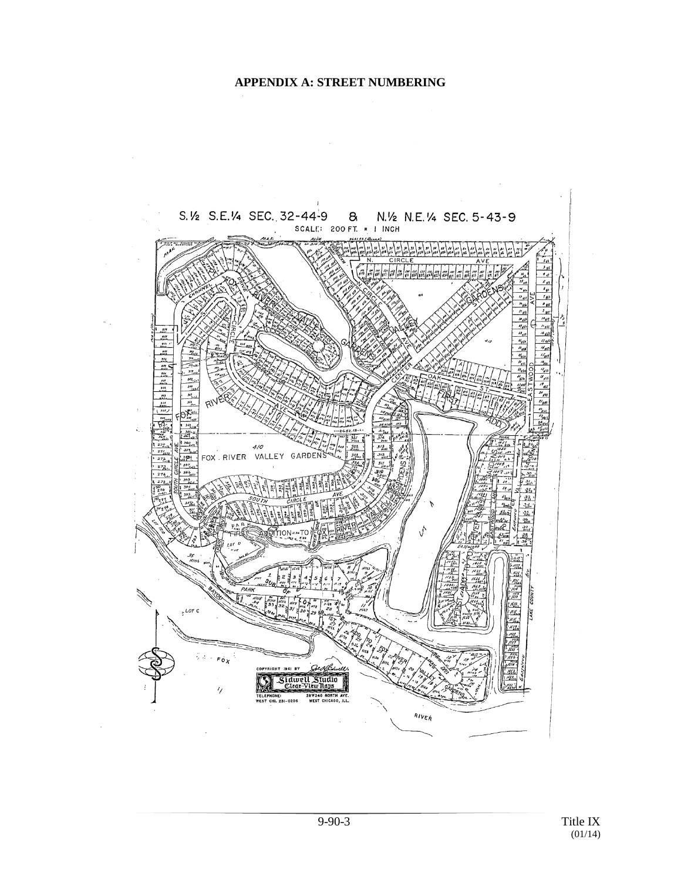# APPENDIX A: STREET NUMBERING

S. ½ S.E. ¼ SEC. 32-44-9 & N. ½ N.E. ¼ SEC. 5-43-9

SCALE: 200 FT. = 1 INCH

FOX RIVER VALLEY GARDENS

COPYRIGHT 1961 BY Sidwell Studio Clear-View Maps

TELEPHONE: WEST CHI. 231-0206

28W240 NORTH AVE. WEST CHICAGO, ILL.